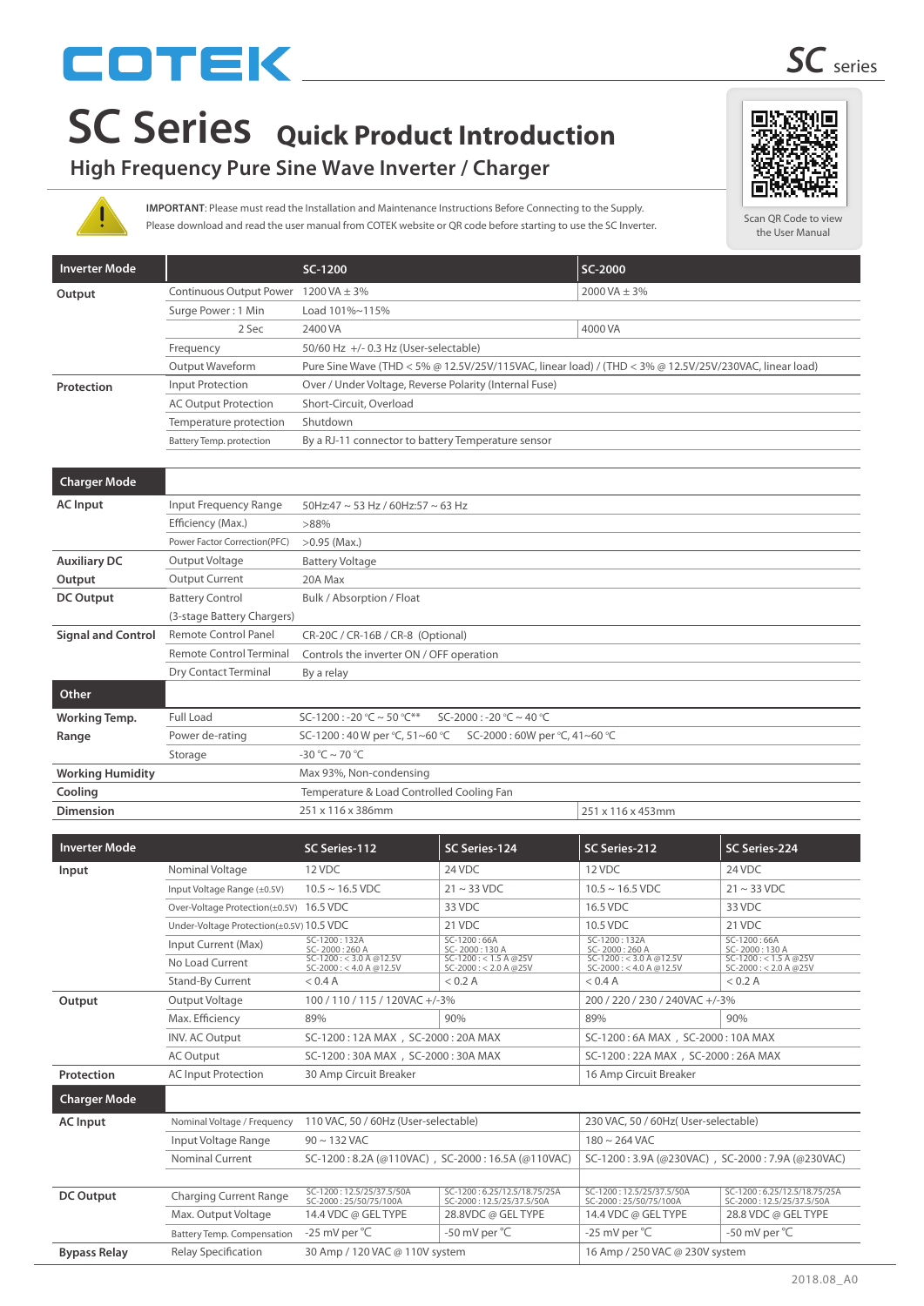COTEK

# SC Series Quick Product Introduction

## High Frequency Pure Sine Wave Inverter / Charger

**IMPORTANT**: Please must read the Installation and Maintenance Instructions Before Connecting to the Supply.
Please download and read the user manual from COTEK website or QR code before starting to use the SC Inverter.

Scan QR Code to view the User Manual

| Inverter Mode | | SC-1200 | SC-2000 |
|---|---|---|---|
| Output | Continuous Output Power | 1200 VA ± 3% | 2000 VA ± 3% |
| | Surge Power : 1 Min | Load 101%~115% | |
| | 2 Sec | 2400 VA | 4000 VA |
| | Frequency | 50/60 Hz +/- 0.3 Hz (User-selectable) | |
| | Output Waveform | Pure Sine Wave (THD < 5% @ 12.5V/25V/115VAC, linear load) / (THD < 3% @ 12.5V/25V/230VAC, linear load) | |
| Protection | Input Protection | Over / Under Voltage, Reverse Polarity (Internal Fuse) | |
| | AC Output Protection | Short-Circuit, Overload | |
| | Temperature protection | Shutdown | |
| | Battery Temp. protection | By a RJ-11 connector to battery Temperature sensor | |
| **Charger Mode** | | | |
| AC Input | Input Frequency Range | 50Hz:47 ~ 53 Hz / 60Hz:57 ~ 63 Hz | |
| | Efficiency (Max.) | >88% | |
| | Power Factor Correction(PFC) | >0.95 (Max.) | |
| Auxiliary DC Output | Output Voltage | Battery Voltage | |
| | Output Current | 20A Max | |
| DC Output | Battery Control | Bulk / Absorption / Float | |
| | (3-stage Battery Chargers) | | |
| Signal and Control | Remote Control Panel | CR-20C / CR-16B / CR-8 (Optional) | |
| | Remote Control Terminal | Controls the inverter ON / OFF operation | |
| | Dry Contact Terminal | By a relay | |
| **Other** | | | |
| Working Temp. Range | Full Load | SC-1200 : -20 ℃ ~ 50 ℃** SC-2000 : -20 ℃ ~ 40 ℃ | |
| | Power de-rating | SC-1200 : 40 W per ℃, 51~60 ℃ SC-2000 : 60W per ℃, 41~60 ℃ | |
| | Storage | -30 ℃ ~ 70 ℃ | |
| Working Humidity | | Max 93%, Non-condensing | |
| Cooling | | Temperature & Load Controlled Cooling Fan | |
| Dimension | | 251 x 116 x 386mm | 251 x 116 x 453mm |

| Inverter Mode | | SC Series-112 | SC Series-124 | SC Series-212 | SC Series-224 |
|---|---|---|---|---|---|
| Input | Nominal Voltage | 12 VDC | 24 VDC | 12 VDC | 24 VDC |
| | Input Voltage Range (±0.5V) | 10.5 ~ 16.5 VDC | 21 ~ 33 VDC | 10.5 ~ 16.5 VDC | 21 ~ 33 VDC |
| | Over-Voltage Protection(±0.5V) | 16.5 VDC | 33 VDC | 16.5 VDC | 33 VDC |
| | Under-Voltage Protection(±0.5V) | 10.5 VDC | 21 VDC | 10.5 VDC | 21 VDC |
| | Input Current (Max) | SC-1200 : 132A SC- 2000 : 260 A | SC-1200 : 66A SC- 2000 : 130 A | SC-1200 : 132A SC- 2000 : 260 A | SC-1200 : 66A SC- 2000 : 130 A |
| | No Load Current | SC-1200 : < 3.0 A @12.5V SC-2000 : < 4.0 A @12.5V | SC-1200 : < 1.5 A @25V SC-2000 : < 2.0 A @25V | SC-1200 : < 3.0 A @12.5V SC-2000 : < 4.0 A @12.5V | SC-1200 : < 1.5 A @25V SC-2000 : < 2.0 A @25V |
| | Stand-By Current | < 0.4 A | < 0.2 A | < 0.4 A | < 0.2 A |
| Output | Output Voltage | 100 / 110 / 115 / 120VAC +/-3% | | 200 / 220 / 230 / 240VAC +/-3% | |
| | Max. Efficiency | 89% | 90% | 89% | 90% |
| | INV. AC Output | SC-1200 : 12A MAX , SC-2000 : 20A MAX | | SC-1200 : 6A MAX , SC-2000 : 10A MAX | |
| | AC Output | SC-1200 : 30A MAX , SC-2000 : 30A MAX | | SC-1200 : 22A MAX , SC-2000 : 26A MAX | |
| Protection | AC Input Protection | 30 Amp Circuit Breaker | | 16 Amp Circuit Breaker | |
| **Charger Mode** | | | | | |
| AC Input | Nominal Voltage / Frequency | 110 VAC, 50 / 60Hz (User-selectable) | | 230 VAC, 50 / 60Hz( User-selectable) | |
| | Input Voltage Range | 90 ~ 132 VAC | | 180 ~ 264 VAC | |
| | Nominal Current | SC-1200 : 8.2A (@110VAC) , SC-2000 : 16.5A (@110VAC) | | SC-1200 : 3.9A (@230VAC) , SC-2000 : 7.9A (@230VAC) | |
| DC Output | Charging Current Range | SC-1200 : 12.5/25/37.5/50A SC-2000 : 25/50/75/100A | SC-1200 : 6.25/12.5/18.75/25A SC-2000 : 12.5/25/37.5/50A | SC-1200 : 12.5/25/37.5/50A SC-2000 : 25/50/75/100A | SC-1200 : 6.25/12.5/18.75/25A SC-2000 : 12.5/25/37.5/50A |
| | Max. Output Voltage | 14.4 VDC @ GEL TYPE | 28.8VDC @ GEL TYPE | 14.4 VDC @ GEL TYPE | 28.8 VDC @ GEL TYPE |
| | Battery Temp. Compensation | -25 mV per ℃ | -50 mV per ℃ | -25 mV per ℃ | -50 mV per ℃ |
| Bypass Relay | Relay Specification | 30 Amp / 120 VAC @ 110V system | | 16 Amp / 250 VAC @ 230V system | |

2018.08_A0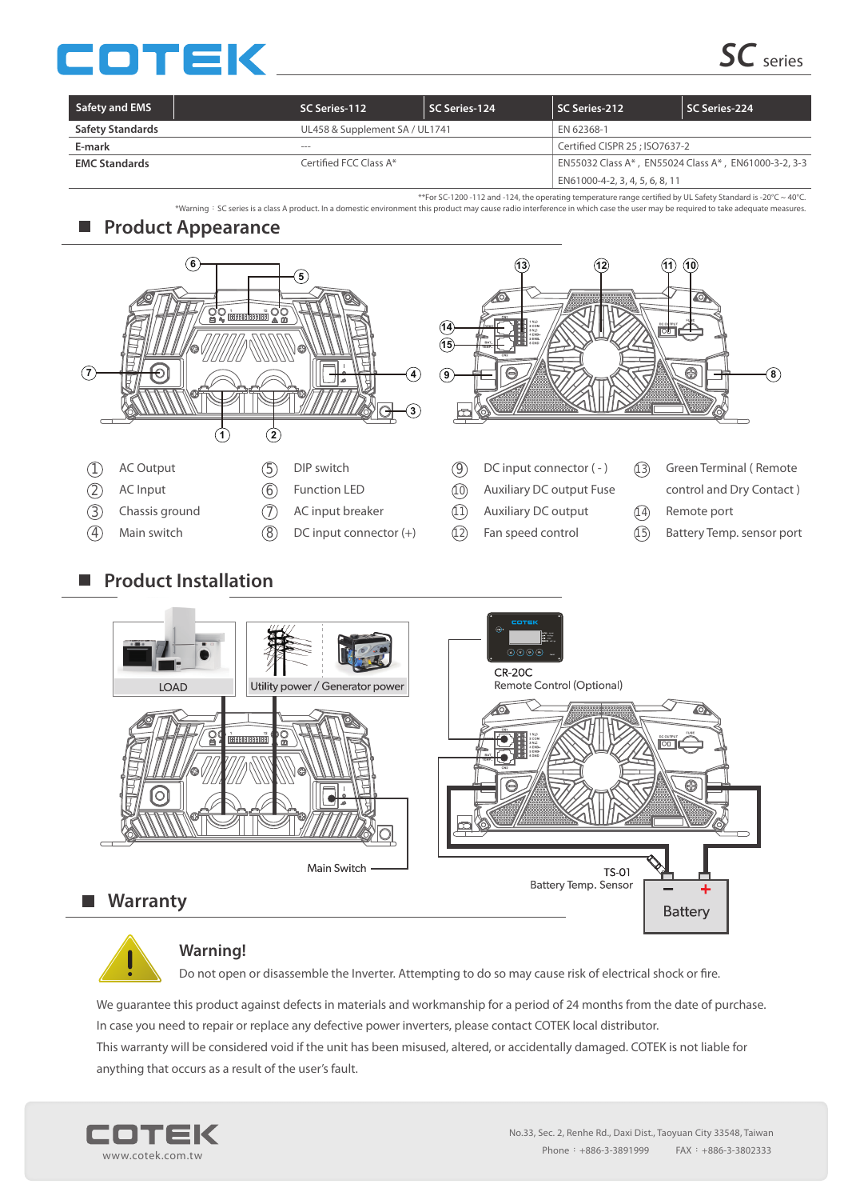| Safety and EMS | SC Series-112 | SC Series-124 | SC Series-212 | SC Series-224 |
|---|---|---|---|---|
| Safety Standards | UL458 & Supplement SA / UL1741 | | EN 62368-1 | |
| E-mark | --- | | Certified CISPR 25 ; ISO7637-2 | |
| EMC Standards | Certified FCC Class A* | | EN55032 Class A* , EN55024 Class A* , EN61000-3-2, 3-3 EN61000-4-2, 3, 4, 5, 6, 8, 11 | |

**For SC-1200 -112 and -124, the operating temperature range certified by UL Safety Standard is -20°C ~ 40°C.

*Warning：SC series is a class A product. In a domestic environment this product may cause radio interference in which case the user may be required to take adequate measures.

## Product Appearance

1. AC Output
2. AC Input
3. Chassis ground
4. Main switch
5. DIP switch
6. Function LED
7. AC input breaker
8. DC input connector (+)
9. DC input connector ( - )
10. Auxiliary DC output Fuse
11. Auxiliary DC output
12. Fan speed control
13. Green Terminal ( Remote control and Dry Contact )
14. Remote port
15. Battery Temp. sensor port

## Product Installation

LOAD

Utility power / Generator power

CR-20C
Remote Control (Optional)

Main Switch

TS-01
Battery Temp. Sensor

Battery

## Warranty

**Warning!**

Do not open or disassemble the Inverter. Attempting to do so may cause risk of electrical shock or fire.

We guarantee this product against defects in materials and workmanship for a period of 24 months from the date of purchase. In case you need to repair or replace any defective power inverters, please contact COTEK local distributor.
This warranty will be considered void if the unit has been misused, altered, or accidentally damaged. COTEK is not liable for anything that occurs as a result of the user's fault.

COTEK
www.cotek.com.tw

No.33, Sec. 2, Renhe Rd., Daxi Dist., Taoyuan City 33548, Taiwan
Phone：+886-3-3891999 FAX：+886-3-3802333